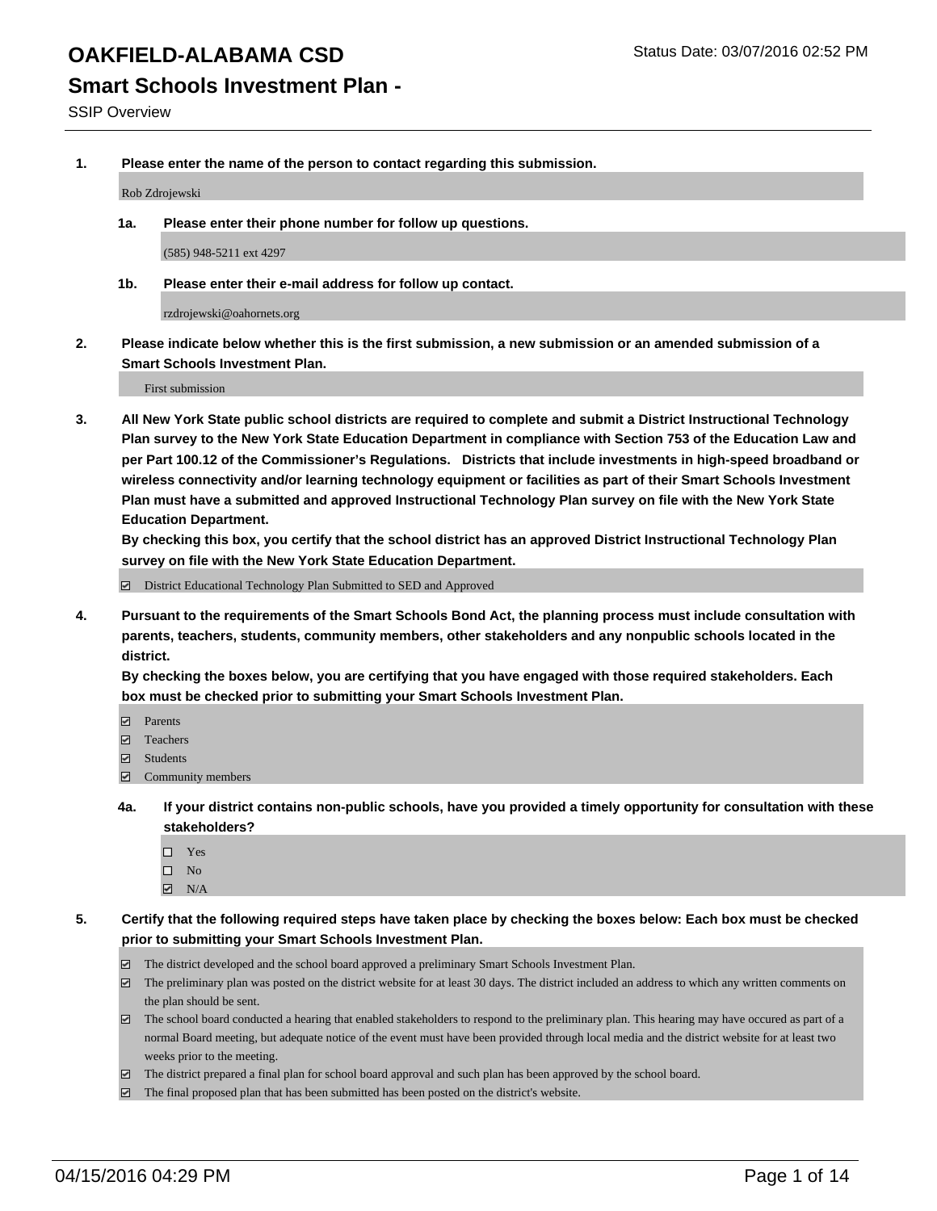# OAKFIELD-ALABAMA CSD

Status Date: 03/07/2016 02:52 PM

## Smart Schools Investment Plan -

SSIP Overview

**1. Please enter the name of the person to contact regarding this submission.**

Rob Zdrojewski

**1a. Please enter their phone number for follow up questions.**

(585) 948-5211 ext 4297

**1b. Please enter their e-mail address for follow up contact.**

rzdrojewski@oahornets.org

**2. Please indicate below whether this is the first submission, a new submission or an amended submission of a Smart Schools Investment Plan.**

First submission

**3. All New York State public school districts are required to complete and submit a District Instructional Technology Plan survey to the New York State Education Department in compliance with Section 753 of the Education Law and per Part 100.12 of the Commissioner's Regulations. Districts that include investments in high-speed broadband or wireless connectivity and/or learning technology equipment or facilities as part of their Smart Schools Investment Plan must have a submitted and approved Instructional Technology Plan survey on file with the New York State Education Department.**
**By checking this box, you certify that the school district has an approved District Instructional Technology Plan survey on file with the New York State Education Department.**

☑ District Educational Technology Plan Submitted to SED and Approved

**4. Pursuant to the requirements of the Smart Schools Bond Act, the planning process must include consultation with parents, teachers, students, community members, other stakeholders and any nonpublic schools located in the district.**
**By checking the boxes below, you are certifying that you have engaged with those required stakeholders. Each box must be checked prior to submitting your Smart Schools Investment Plan.**

☑ Parents
☑ Teachers
☑ Students
☑ Community members

**4a. If your district contains non-public schools, have you provided a timely opportunity for consultation with these stakeholders?**

☐ Yes
☐ No
☑ N/A

**5. Certify that the following required steps have taken place by checking the boxes below: Each box must be checked prior to submitting your Smart Schools Investment Plan.**

☑ The district developed and the school board approved a preliminary Smart Schools Investment Plan.
☑ The preliminary plan was posted on the district website for at least 30 days. The district included an address to which any written comments on the plan should be sent.
☑ The school board conducted a hearing that enabled stakeholders to respond to the preliminary plan. This hearing may have occured as part of a normal Board meeting, but adequate notice of the event must have been provided through local media and the district website for at least two weeks prior to the meeting.
☑ The district prepared a final plan for school board approval and such plan has been approved by the school board.
☑ The final proposed plan that has been submitted has been posted on the district's website.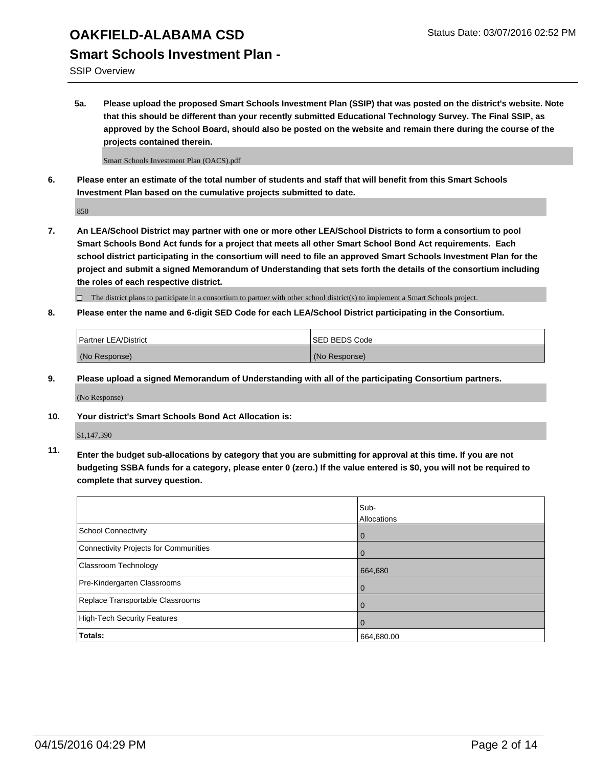# OAKFIELD-ALABAMA CSD

## Smart Schools Investment Plan -

SSIP Overview

**5a. Please upload the proposed Smart Schools Investment Plan (SSIP) that was posted on the district's website. Note that this should be different than your recently submitted Educational Technology Survey. The Final SSIP, as approved by the School Board, should also be posted on the website and remain there during the course of the projects contained therein.**

Smart Schools Investment Plan (OACS).pdf

**6. Please enter an estimate of the total number of students and staff that will benefit from this Smart Schools Investment Plan based on the cumulative projects submitted to date.**

850

**7. An LEA/School District may partner with one or more other LEA/School Districts to form a consortium to pool Smart Schools Bond Act funds for a project that meets all other Smart School Bond Act requirements. Each school district participating in the consortium will need to file an approved Smart Schools Investment Plan for the project and submit a signed Memorandum of Understanding that sets forth the details of the consortium including the roles of each respective district.**

☐ The district plans to participate in a consortium to partner with other school district(s) to implement a Smart Schools project.

**8. Please enter the name and 6-digit SED Code for each LEA/School District participating in the Consortium.**

| Partner LEA/District | SED BEDS Code |
|---|---|
| (No Response) | (No Response) |

**9. Please upload a signed Memorandum of Understanding with all of the participating Consortium partners.**

(No Response)

**10. Your district's Smart Schools Bond Act Allocation is:**

$1,147,390

**11. Enter the budget sub-allocations by category that you are submitting for approval at this time. If you are not budgeting SSBA funds for a category, please enter 0 (zero.) If the value entered is $0, you will not be required to complete that survey question.**

| | Sub-Allocations |
|---|---|
| School Connectivity | 0 |
| Connectivity Projects for Communities | 0 |
| Classroom Technology | 664,680 |
| Pre-Kindergarten Classrooms | 0 |
| Replace Transportable Classrooms | 0 |
| High-Tech Security Features | 0 |
| **Totals:** | 664,680.00 |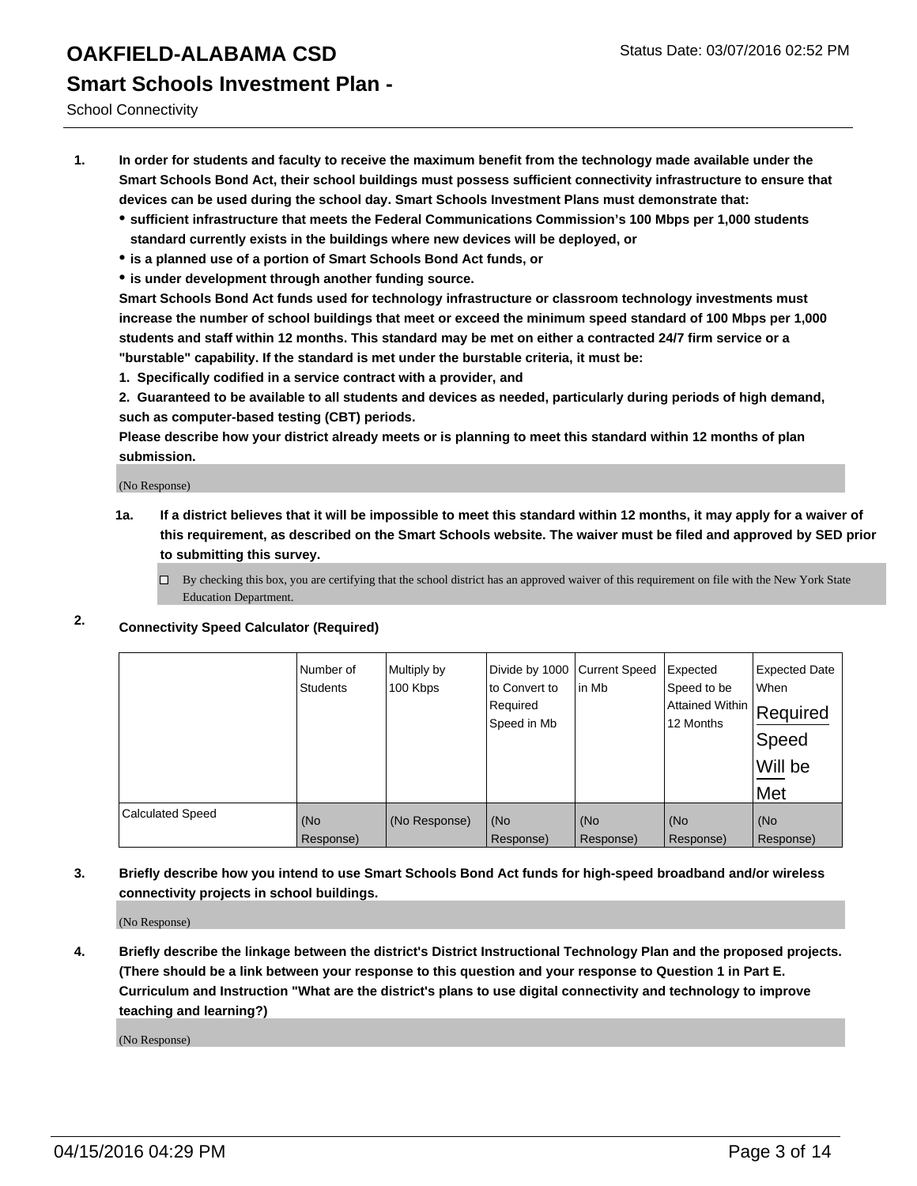# OAKFIELD-ALABAMA CSD

## Smart Schools Investment Plan -

School Connectivity

Status Date: 03/07/2016 02:52 PM

1. **In order for students and faculty to receive the maximum benefit from the technology made available under the Smart Schools Bond Act, their school buildings must possess sufficient connectivity infrastructure to ensure that devices can be used during the school day. Smart Schools Investment Plans must demonstrate that:**
   - **sufficient infrastructure that meets the Federal Communications Commission's 100 Mbps per 1,000 students standard currently exists in the buildings where new devices will be deployed, or**
   - **is a planned use of a portion of Smart Schools Bond Act funds, or**
   - **is under development through another funding source.**

   **Smart Schools Bond Act funds used for technology infrastructure or classroom technology investments must increase the number of school buildings that meet or exceed the minimum speed standard of 100 Mbps per 1,000 students and staff within 12 months. This standard may be met on either a contracted 24/7 firm service or a "burstable" capability. If the standard is met under the burstable criteria, it must be:**

   **1. Specifically codified in a service contract with a provider, and**

   **2. Guaranteed to be available to all students and devices as needed, particularly during periods of high demand, such as computer-based testing (CBT) periods.**

   **Please describe how your district already meets or is planning to meet this standard within 12 months of plan submission.**

   (No Response)

   **1a. If a district believes that it will be impossible to meet this standard within 12 months, it may apply for a waiver of this requirement, as described on the Smart Schools website. The waiver must be filed and approved by SED prior to submitting this survey.**

   ☐ By checking this box, you are certifying that the school district has an approved waiver of this requirement on file with the New York State Education Department.

2. **Connectivity Speed Calculator (Required)**

| | Number of Students | Multiply by 100 Kbps | Divide by 1000 to Convert to Required Speed in Mb | Current Speed in Mb | Expected Speed to be Attained Within 12 Months | Expected Date When Required Speed Will be Met |
|---|---|---|---|---|---|---|
| Calculated Speed | (No Response) | (No Response) | (No Response) | (No Response) | (No Response) | (No Response) |

3. **Briefly describe how you intend to use Smart Schools Bond Act funds for high-speed broadband and/or wireless connectivity projects in school buildings.**

   (No Response)

4. **Briefly describe the linkage between the district's District Instructional Technology Plan and the proposed projects. (There should be a link between your response to this question and your response to Question 1 in Part E. Curriculum and Instruction "What are the district's plans to use digital connectivity and technology to improve teaching and learning?)**

   (No Response)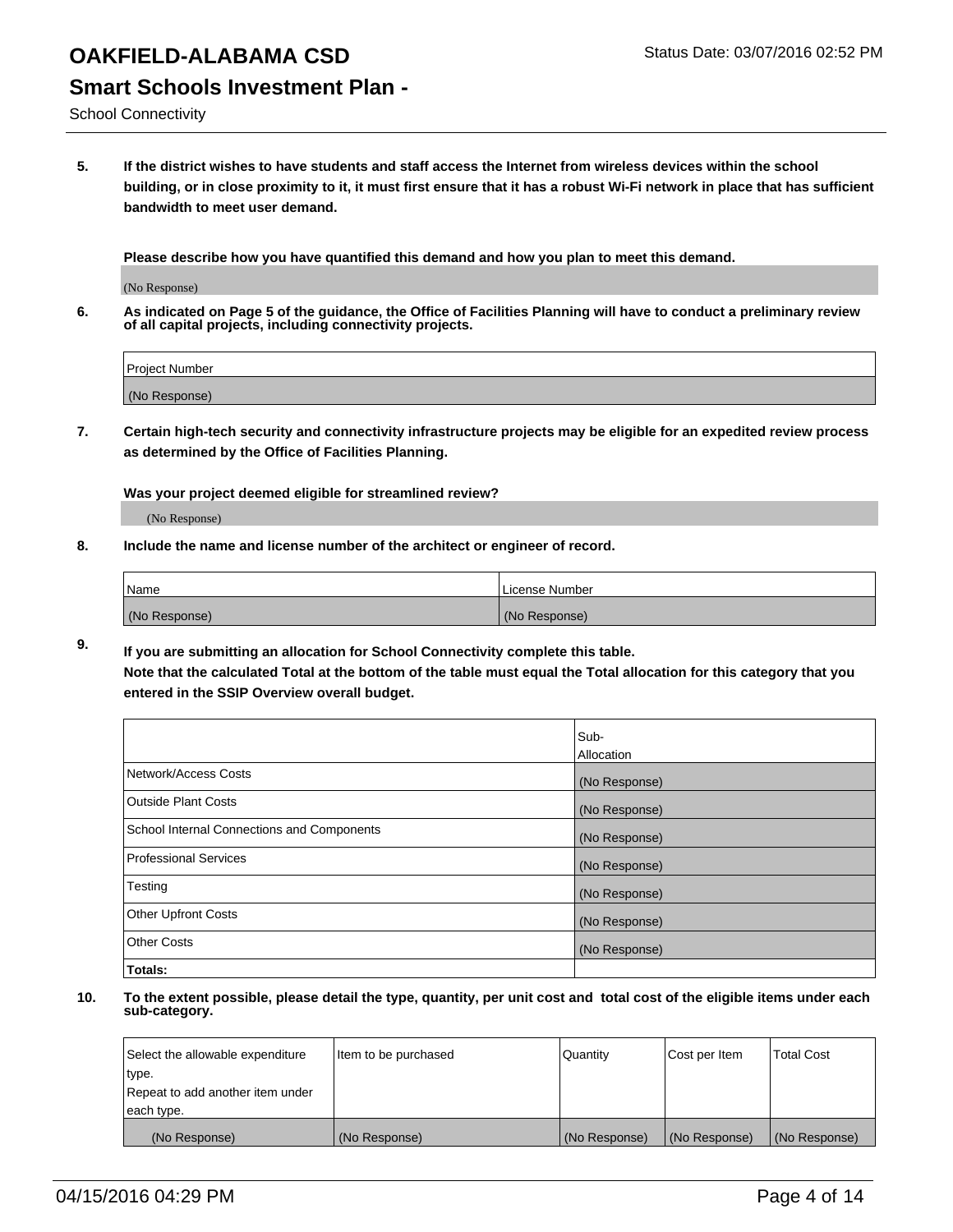# OAKFIELD-ALABAMA CSD

Status Date: 03/07/2016 02:52 PM

## Smart Schools Investment Plan -

School Connectivity

**5. If the district wishes to have students and staff access the Internet from wireless devices within the school building, or in close proximity to it, it must first ensure that it has a robust Wi-Fi network in place that has sufficient bandwidth to meet user demand.**

**Please describe how you have quantified this demand and how you plan to meet this demand.**

(No Response)

**6. As indicated on Page 5 of the guidance, the Office of Facilities Planning will have to conduct a preliminary review of all capital projects, including connectivity projects.**

| Project Number |
|---|
| (No Response) |

**7. Certain high-tech security and connectivity infrastructure projects may be eligible for an expedited review process as determined by the Office of Facilities Planning.**

**Was your project deemed eligible for streamlined review?**

(No Response)

**8. Include the name and license number of the architect or engineer of record.**

| Name | License Number |
|---|---|
| (No Response) | (No Response) |

**9. If you are submitting an allocation for School Connectivity complete this table. Note that the calculated Total at the bottom of the table must equal the Total allocation for this category that you entered in the SSIP Overview overall budget.**

| | Sub-Allocation |
|---|---|
| Network/Access Costs | (No Response) |
| Outside Plant Costs | (No Response) |
| School Internal Connections and Components | (No Response) |
| Professional Services | (No Response) |
| Testing | (No Response) |
| Other Upfront Costs | (No Response) |
| Other Costs | (No Response) |
| **Totals:** | |

**10. To the extent possible, please detail the type, quantity, per unit cost and total cost of the eligible items under each sub-category.**

| Select the allowable expenditure type. Repeat to add another item under each type. | Item to be purchased | Quantity | Cost per Item | Total Cost |
|---|---|---|---|---|
| (No Response) | (No Response) | (No Response) | (No Response) | (No Response) |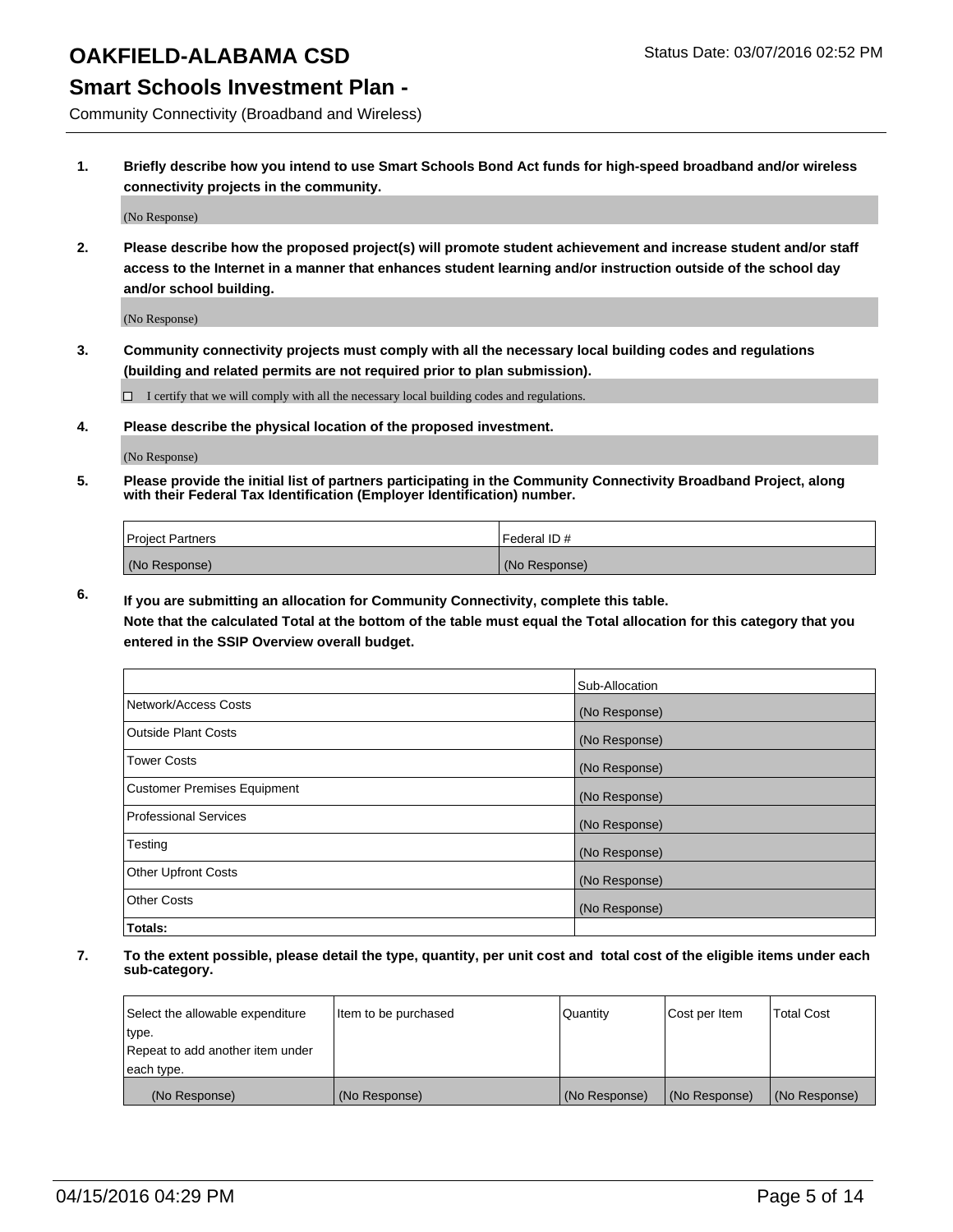# OAKFIELD-ALABAMA CSD

Status Date: 03/07/2016 02:52 PM

## Smart Schools Investment Plan -

Community Connectivity (Broadband and Wireless)

1. **Briefly describe how you intend to use Smart Schools Bond Act funds for high-speed broadband and/or wireless connectivity projects in the community.**

   (No Response)

2. **Please describe how the proposed project(s) will promote student achievement and increase student and/or staff access to the Internet in a manner that enhances student learning and/or instruction outside of the school day and/or school building.**

   (No Response)

3. **Community connectivity projects must comply with all the necessary local building codes and regulations (building and related permits are not required prior to plan submission).**

   ☐ I certify that we will comply with all the necessary local building codes and regulations.

4. **Please describe the physical location of the proposed investment.**

   (No Response)

5. **Please provide the initial list of partners participating in the Community Connectivity Broadband Project, along with their Federal Tax Identification (Employer Identification) number.**

| Project Partners | Federal ID # |
|---|---|
| (No Response) | (No Response) |

6. **If you are submitting an allocation for Community Connectivity, complete this table.**
   **Note that the calculated Total at the bottom of the table must equal the Total allocation for this category that you entered in the SSIP Overview overall budget.**

| | Sub-Allocation |
|---|---|
| Network/Access Costs | (No Response) |
| Outside Plant Costs | (No Response) |
| Tower Costs | (No Response) |
| Customer Premises Equipment | (No Response) |
| Professional Services | (No Response) |
| Testing | (No Response) |
| Other Upfront Costs | (No Response) |
| Other Costs | (No Response) |
| **Totals:** | |

7. **To the extent possible, please detail the type, quantity, per unit cost and total cost of the eligible items under each sub-category.**

| Select the allowable expenditure type. Repeat to add another item under each type. | Item to be purchased | Quantity | Cost per Item | Total Cost |
|---|---|---|---|---|
| (No Response) | (No Response) | (No Response) | (No Response) | (No Response) |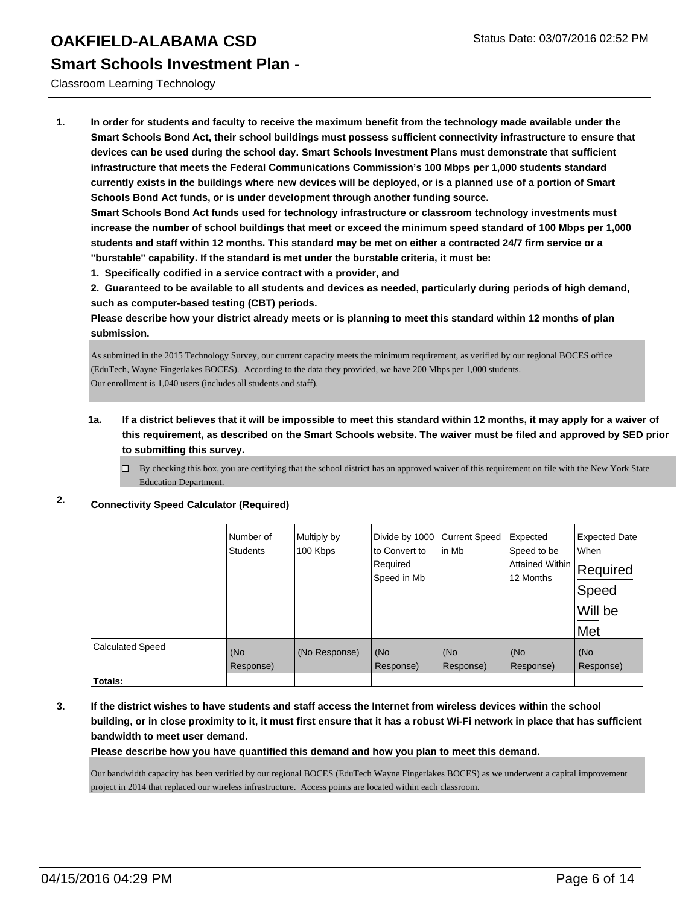# OAKFIELD-ALABAMA CSD

Status Date: 03/07/2016 02:52 PM

## Smart Schools Investment Plan -

Classroom Learning Technology

**1. In order for students and faculty to receive the maximum benefit from the technology made available under the Smart Schools Bond Act, their school buildings must possess sufficient connectivity infrastructure to ensure that devices can be used during the school day. Smart Schools Investment Plans must demonstrate that sufficient infrastructure that meets the Federal Communications Commission's 100 Mbps per 1,000 students standard currently exists in the buildings where new devices will be deployed, or is a planned use of a portion of Smart Schools Bond Act funds, or is under development through another funding source.**

**Smart Schools Bond Act funds used for technology infrastructure or classroom technology investments must increase the number of school buildings that meet or exceed the minimum speed standard of 100 Mbps per 1,000 students and staff within 12 months. This standard may be met on either a contracted 24/7 firm service or a "burstable" capability. If the standard is met under the burstable criteria, it must be:**

**1. Specifically codified in a service contract with a provider, and**

**2. Guaranteed to be available to all students and devices as needed, particularly during periods of high demand, such as computer-based testing (CBT) periods.**

**Please describe how your district already meets or is planning to meet this standard within 12 months of plan submission.**

As submitted in the 2015 Technology Survey, our current capacity meets the minimum requirement, as verified by our regional BOCES office (EduTech, Wayne Fingerlakes BOCES). According to the data they provided, we have 200 Mbps per 1,000 students.
Our enrollment is 1,040 users (includes all students and staff).

**1a. If a district believes that it will be impossible to meet this standard within 12 months, it may apply for a waiver of this requirement, as described on the Smart Schools website. The waiver must be filed and approved by SED prior to submitting this survey.**

☐ By checking this box, you are certifying that the school district has an approved waiver of this requirement on file with the New York State Education Department.

**2. Connectivity Speed Calculator (Required)**

| | Number of Students | Multiply by 100 Kbps | Divide by 1000 to Convert to Required Speed in Mb | Current Speed in Mb | Expected Speed to be Attained Within 12 Months | Expected Date When Required Speed Will be Met |
|---|---|---|---|---|---|---|
| Calculated Speed | (No Response) | (No Response) | (No Response) | (No Response) | (No Response) | (No Response) |
| **Totals:** | | | | | | |

**3. If the district wishes to have students and staff access the Internet from wireless devices within the school building, or in close proximity to it, it must first ensure that it has a robust Wi-Fi network in place that has sufficient bandwidth to meet user demand.**

**Please describe how you have quantified this demand and how you plan to meet this demand.**

Our bandwidth capacity has been verified by our regional BOCES (EduTech Wayne Fingerlakes BOCES) as we underwent a capital improvement project in 2014 that replaced our wireless infrastructure. Access points are located within each classroom.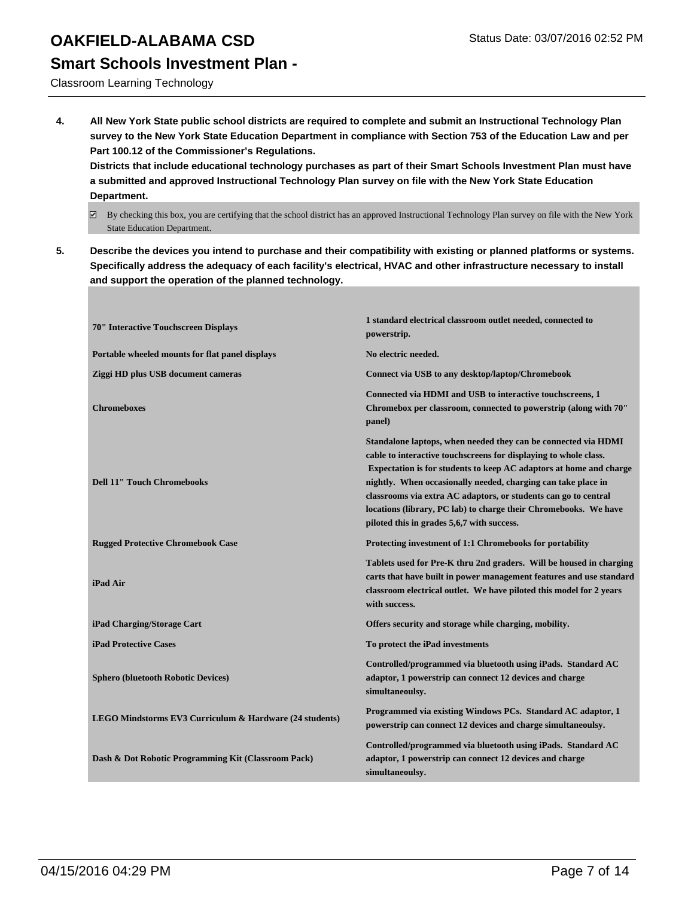4. **All New York State public school districts are required to complete and submit an Instructional Technology Plan survey to the New York State Education Department in compliance with Section 753 of the Education Law and per Part 100.12 of the Commissioner's Regulations.**
   **Districts that include educational technology purchases as part of their Smart Schools Investment Plan must have a submitted and approved Instructional Technology Plan survey on file with the New York State Education Department.**

   ☑ By checking this box, you are certifying that the school district has an approved Instructional Technology Plan survey on file with the New York State Education Department.

5. **Describe the devices you intend to purchase and their compatibility with existing or planned platforms or systems. Specifically address the adequacy of each facility's electrical, HVAC and other infrastructure necessary to install and support the operation of the planned technology.**

| | |
|---|---|
| **70" Interactive Touchscreen Displays** | **1 standard electrical classroom outlet needed, connected to powerstrip.** |
| **Portable wheeled mounts for flat panel displays** | **No electric needed.** |
| **Ziggi HD plus USB document cameras** | **Connect via USB to any desktop/laptop/Chromebook** |
| **Chromeboxes** | **Connected via HDMI and USB to interactive touchscreens, 1 Chromebox per classroom, connected to powerstrip (along with 70" panel)** |
| **Dell 11" Touch Chromebooks** | **Standalone laptops, when needed they can be connected via HDMI cable to interactive touchscreens for displaying to whole class. Expectation is for students to keep AC adaptors at home and charge nightly. When occasionally needed, charging can take place in classrooms via extra AC adaptors, or students can go to central locations (library, PC lab) to charge their Chromebooks. We have piloted this in grades 5,6,7 with success.** |
| **Rugged Protective Chromebook Case** | **Protecting investment of 1:1 Chromebooks for portability** |
| **iPad Air** | **Tablets used for Pre-K thru 2nd graders. Will be housed in charging carts that have built in power management features and use standard classroom electrical outlet. We have piloted this model for 2 years with success.** |
| **iPad Charging/Storage Cart** | **Offers security and storage while charging, mobility.** |
| **iPad Protective Cases** | **To protect the iPad investments** |
| **Sphero (bluetooth Robotic Devices)** | **Controlled/programmed via bluetooth using iPads. Standard AC adaptor, 1 powerstrip can connect 12 devices and charge simultaneoulsy.** |
| **LEGO Mindstorms EV3 Curriculum & Hardware (24 students)** | **Programmed via existing Windows PCs. Standard AC adaptor, 1 powerstrip can connect 12 devices and charge simultaneoulsy.** |
| **Dash & Dot Robotic Programming Kit (Classroom Pack)** | **Controlled/programmed via bluetooth using iPads. Standard AC adaptor, 1 powerstrip can connect 12 devices and charge simultaneoulsy.** |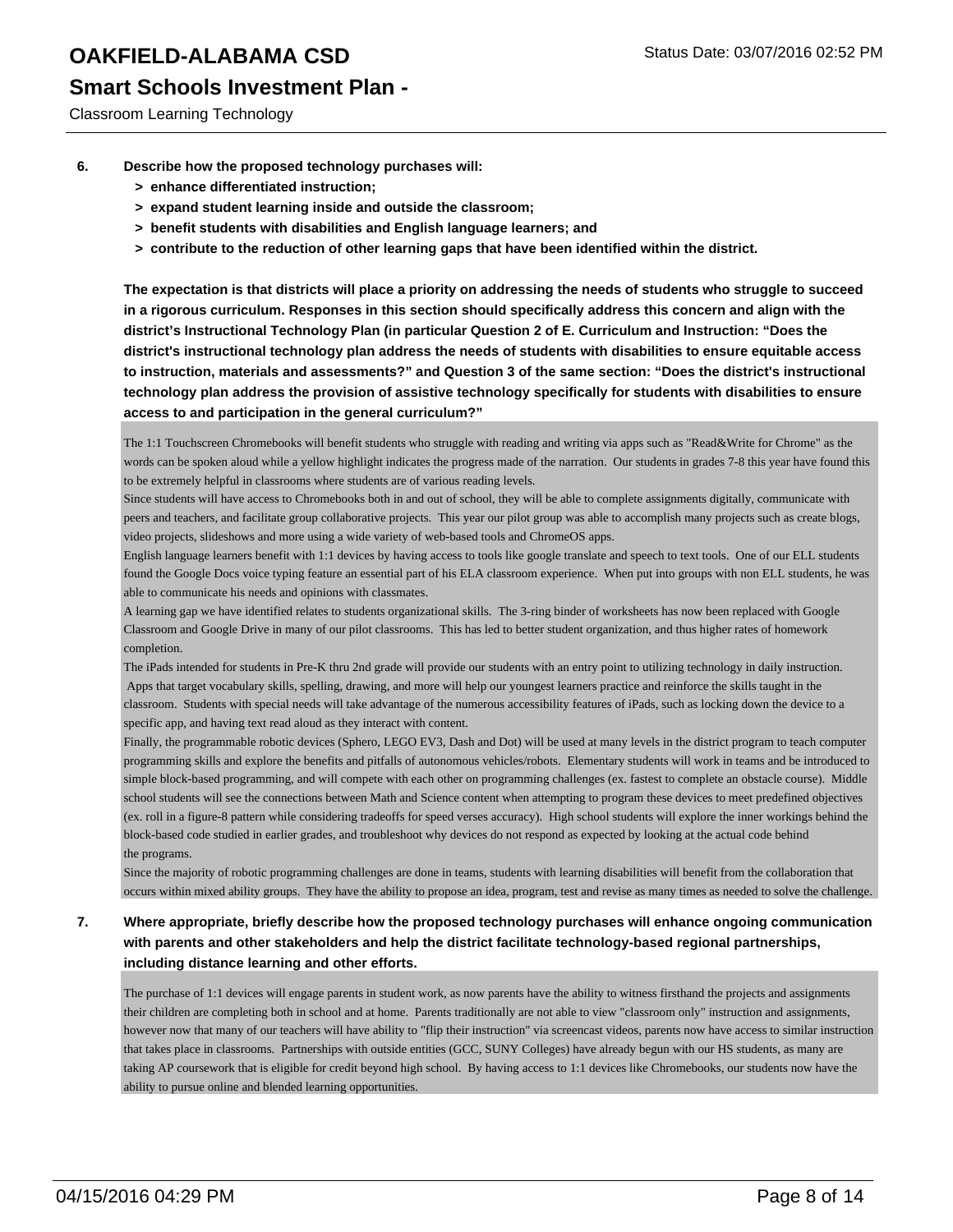6. **Describe how the proposed technology purchases will:**
   - **> enhance differentiated instruction;**
   - **> expand student learning inside and outside the classroom;**
   - **> benefit students with disabilities and English language learners; and**
   - **> contribute to the reduction of other learning gaps that have been identified within the district.**

   **The expectation is that districts will place a priority on addressing the needs of students who struggle to succeed in a rigorous curriculum. Responses in this section should specifically address this concern and align with the district's Instructional Technology Plan (in particular Question 2 of E. Curriculum and Instruction: "Does the district's instructional technology plan address the needs of students with disabilities to ensure equitable access to instruction, materials and assessments?" and Question 3 of the same section: "Does the district's instructional technology plan address the provision of assistive technology specifically for students with disabilities to ensure access to and participation in the general curriculum?"**

   The 1:1 Touchscreen Chromebooks will benefit students who struggle with reading and writing via apps such as "Read&Write for Chrome" as the words can be spoken aloud while a yellow highlight indicates the progress made of the narration. Our students in grades 7-8 this year have found this to be extremely helpful in classrooms where students are of various reading levels.
   Since students will have access to Chromebooks both in and out of school, they will be able to complete assignments digitally, communicate with peers and teachers, and facilitate group collaborative projects. This year our pilot group was able to accomplish many projects such as create blogs, video projects, slideshows and more using a wide variety of web-based tools and ChromeOS apps.
   English language learners benefit with 1:1 devices by having access to tools like google translate and speech to text tools. One of our ELL students found the Google Docs voice typing feature an essential part of his ELA classroom experience. When put into groups with non ELL students, he was able to communicate his needs and opinions with classmates.
   A learning gap we have identified relates to students organizational skills. The 3-ring binder of worksheets has now been replaced with Google Classroom and Google Drive in many of our pilot classrooms. This has led to better student organization, and thus higher rates of homework completion.
   The iPads intended for students in Pre-K thru 2nd grade will provide our students with an entry point to utilizing technology in daily instruction. Apps that target vocabulary skills, spelling, drawing, and more will help our youngest learners practice and reinforce the skills taught in the classroom. Students with special needs will take advantage of the numerous accessibility features of iPads, such as locking down the device to a specific app, and having text read aloud as they interact with content.
   Finally, the programmable robotic devices (Sphero, LEGO EV3, Dash and Dot) will be used at many levels in the district program to teach computer programming skills and explore the benefits and pitfalls of autonomous vehicles/robots. Elementary students will work in teams and be introduced to simple block-based programming, and will compete with each other on programming challenges (ex. fastest to complete an obstacle course). Middle school students will see the connections between Math and Science content when attempting to program these devices to meet predefined objectives (ex. roll in a figure-8 pattern while considering tradeoffs for speed verses accuracy). High school students will explore the inner workings behind the block-based code studied in earlier grades, and troubleshoot why devices do not respond as expected by looking at the actual code behind the programs.
   Since the majority of robotic programming challenges are done in teams, students with learning disabilities will benefit from the collaboration that occurs within mixed ability groups. They have the ability to propose an idea, program, test and revise as many times as needed to solve the challenge.

7. **Where appropriate, briefly describe how the proposed technology purchases will enhance ongoing communication with parents and other stakeholders and help the district facilitate technology-based regional partnerships, including distance learning and other efforts.**

   The purchase of 1:1 devices will engage parents in student work, as now parents have the ability to witness firsthand the projects and assignments their children are completing both in school and at home. Parents traditionally are not able to view "classroom only" instruction and assignments, however now that many of our teachers will have ability to "flip their instruction" via screencast videos, parents now have access to similar instruction that takes place in classrooms. Partnerships with outside entities (GCC, SUNY Colleges) have already begun with our HS students, as many are taking AP coursework that is eligible for credit beyond high school. By having access to 1:1 devices like Chromebooks, our students now have the ability to pursue online and blended learning opportunities.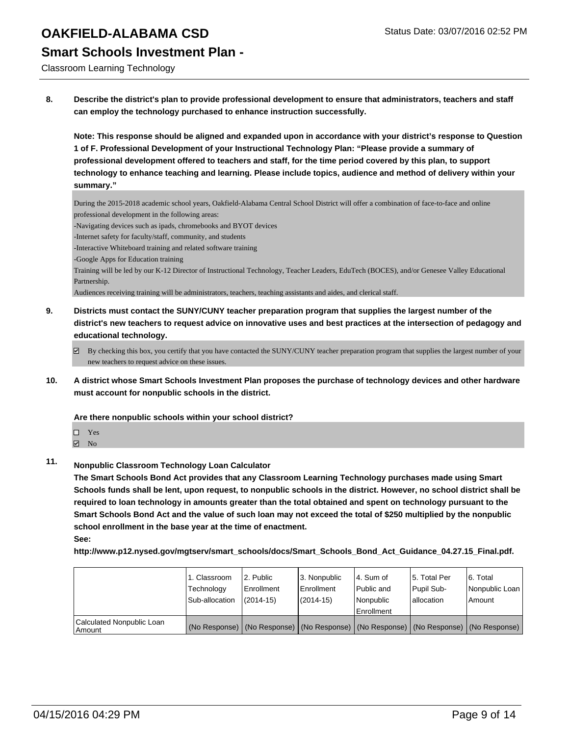**8. Describe the district's plan to provide professional development to ensure that administrators, teachers and staff can employ the technology purchased to enhance instruction successfully.**

**Note: This response should be aligned and expanded upon in accordance with your district's response to Question 1 of F. Professional Development of your Instructional Technology Plan: "Please provide a summary of professional development offered to teachers and staff, for the time period covered by this plan, to support technology to enhance teaching and learning. Please include topics, audience and method of delivery within your summary."**

During the 2015-2018 academic school years, Oakfield-Alabama Central School District will offer a combination of face-to-face and online professional development in the following areas:

- Navigating devices such as ipads, chromebooks and BYOT devices
- Internet safety for faculty/staff, community, and students
- Interactive Whiteboard training and related software training
- Google Apps for Education training

Training will be led by our K-12 Director of Instructional Technology, Teacher Leaders, EduTech (BOCES), and/or Genesee Valley Educational Partnership.

Audiences receiving training will be administrators, teachers, teaching assistants and aides, and clerical staff.

**9. Districts must contact the SUNY/CUNY teacher preparation program that supplies the largest number of the district's new teachers to request advice on innovative uses and best practices at the intersection of pedagogy and educational technology.**

☑ By checking this box, you certify that you have contacted the SUNY/CUNY teacher preparation program that supplies the largest number of your new teachers to request advice on these issues.

**10. A district whose Smart Schools Investment Plan proposes the purchase of technology devices and other hardware must account for nonpublic schools in the district.**

**Are there nonpublic schools within your school district?**

☐ Yes
☑ No

**11. Nonpublic Classroom Technology Loan Calculator**

**The Smart Schools Bond Act provides that any Classroom Learning Technology purchases made using Smart Schools funds shall be lent, upon request, to nonpublic schools in the district. However, no school district shall be required to loan technology in amounts greater than the total obtained and spent on technology pursuant to the Smart Schools Bond Act and the value of such loan may not exceed the total of $250 multiplied by the nonpublic school enrollment in the base year at the time of enactment.**

**See:**

**http://www.p12.nysed.gov/mgtserv/smart_schools/docs/Smart_Schools_Bond_Act_Guidance_04.27.15_Final.pdf.**

| | 1. Classroom Technology Sub-allocation | 2. Public Enrollment (2014-15) | 3. Nonpublic Enrollment (2014-15) | 4. Sum of Public and Nonpublic Enrollment | 5. Total Per Pupil Sub-allocation | 6. Total Nonpublic Loan Amount |
|---|---|---|---|---|---|---|
| Calculated Nonpublic Loan Amount | (No Response) | (No Response) | (No Response) | (No Response) | (No Response) | (No Response) |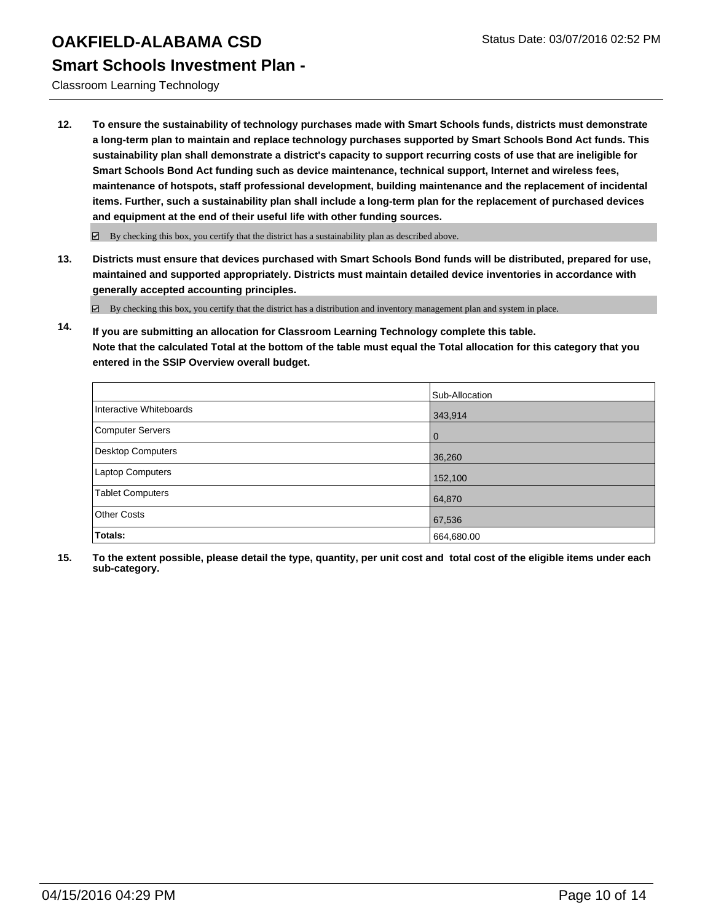# OAKFIELD-ALABAMA CSD

## Smart Schools Investment Plan -

Classroom Learning Technology

**12. To ensure the sustainability of technology purchases made with Smart Schools funds, districts must demonstrate a long-term plan to maintain and replace technology purchases supported by Smart Schools Bond Act funds. This sustainability plan shall demonstrate a district's capacity to support recurring costs of use that are ineligible for Smart Schools Bond Act funding such as device maintenance, technical support, Internet and wireless fees, maintenance of hotspots, staff professional development, building maintenance and the replacement of incidental items. Further, such a sustainability plan shall include a long-term plan for the replacement of purchased devices and equipment at the end of their useful life with other funding sources.**

☑ By checking this box, you certify that the district has a sustainability plan as described above.

**13. Districts must ensure that devices purchased with Smart Schools Bond funds will be distributed, prepared for use, maintained and supported appropriately. Districts must maintain detailed device inventories in accordance with generally accepted accounting principles.**

☑ By checking this box, you certify that the district has a distribution and inventory management plan and system in place.

**14. If you are submitting an allocation for Classroom Learning Technology complete this table. Note that the calculated Total at the bottom of the table must equal the Total allocation for this category that you entered in the SSIP Overview overall budget.**

| | Sub-Allocation |
|---|---|
| Interactive Whiteboards | 343,914 |
| Computer Servers | 0 |
| Desktop Computers | 36,260 |
| Laptop Computers | 152,100 |
| Tablet Computers | 64,870 |
| Other Costs | 67,536 |
| **Totals:** | 664,680.00 |

**15. To the extent possible, please detail the type, quantity, per unit cost and total cost of the eligible items under each sub-category.**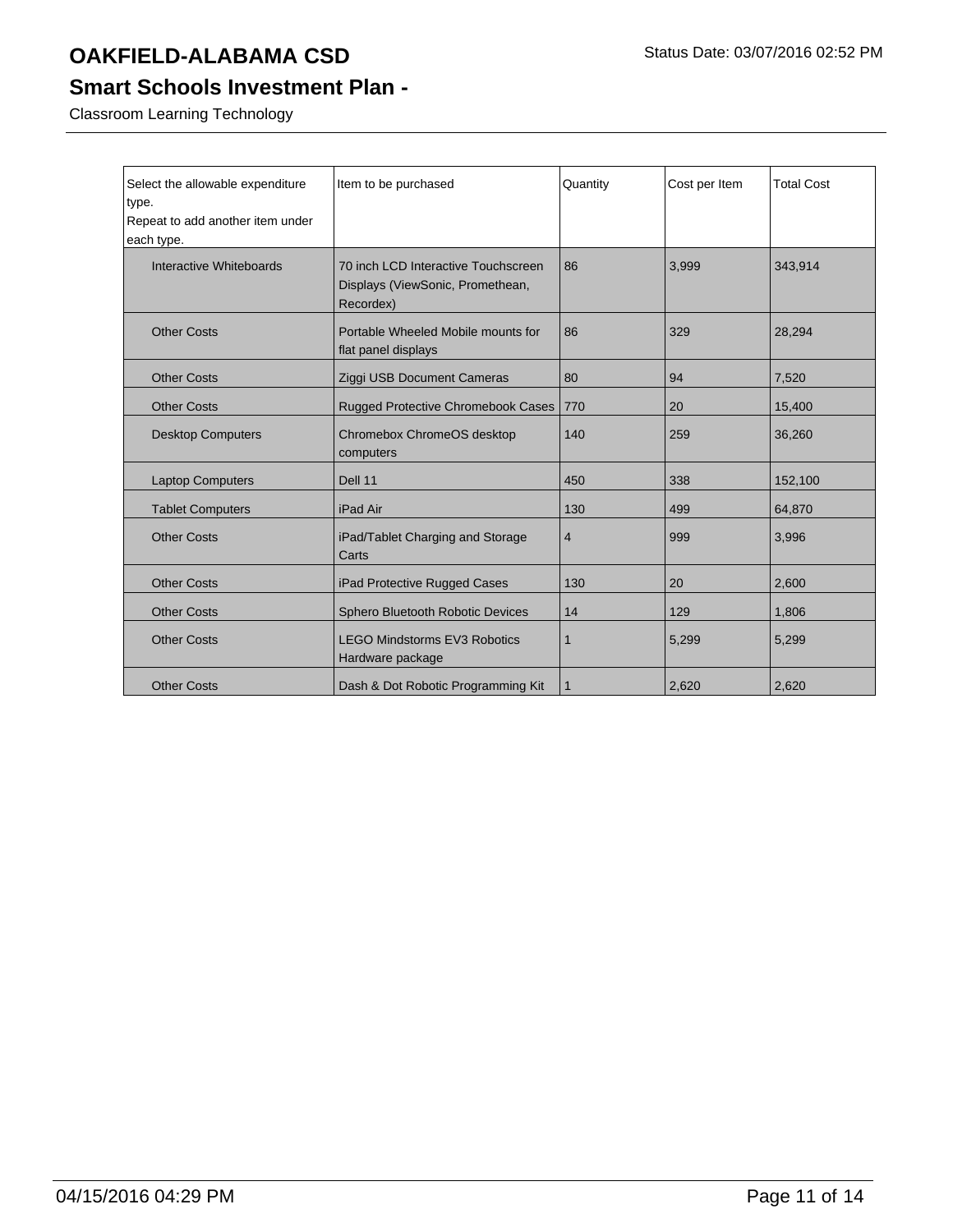Classroom Learning Technology

| Select the allowable expenditure type. Repeat to add another item under each type. | Item to be purchased | Quantity | Cost per Item | Total Cost |
|---|---|---|---|---|
| Interactive Whiteboards | 70 inch LCD Interactive Touchscreen Displays (ViewSonic, Promethean, Recordex) | 86 | 3,999 | 343,914 |
| Other Costs | Portable Wheeled Mobile mounts for flat panel displays | 86 | 329 | 28,294 |
| Other Costs | Ziggi USB Document Cameras | 80 | 94 | 7,520 |
| Other Costs | Rugged Protective Chromebook Cases | 770 | 20 | 15,400 |
| Desktop Computers | Chromebox ChromeOS desktop computers | 140 | 259 | 36,260 |
| Laptop Computers | Dell 11 | 450 | 338 | 152,100 |
| Tablet Computers | iPad Air | 130 | 499 | 64,870 |
| Other Costs | iPad/Tablet Charging and Storage Carts | 4 | 999 | 3,996 |
| Other Costs | iPad Protective Rugged Cases | 130 | 20 | 2,600 |
| Other Costs | Sphero Bluetooth Robotic Devices | 14 | 129 | 1,806 |
| Other Costs | LEGO Mindstorms EV3 Robotics Hardware package | 1 | 5,299 | 5,299 |
| Other Costs | Dash & Dot Robotic Programming Kit | 1 | 2,620 | 2,620 |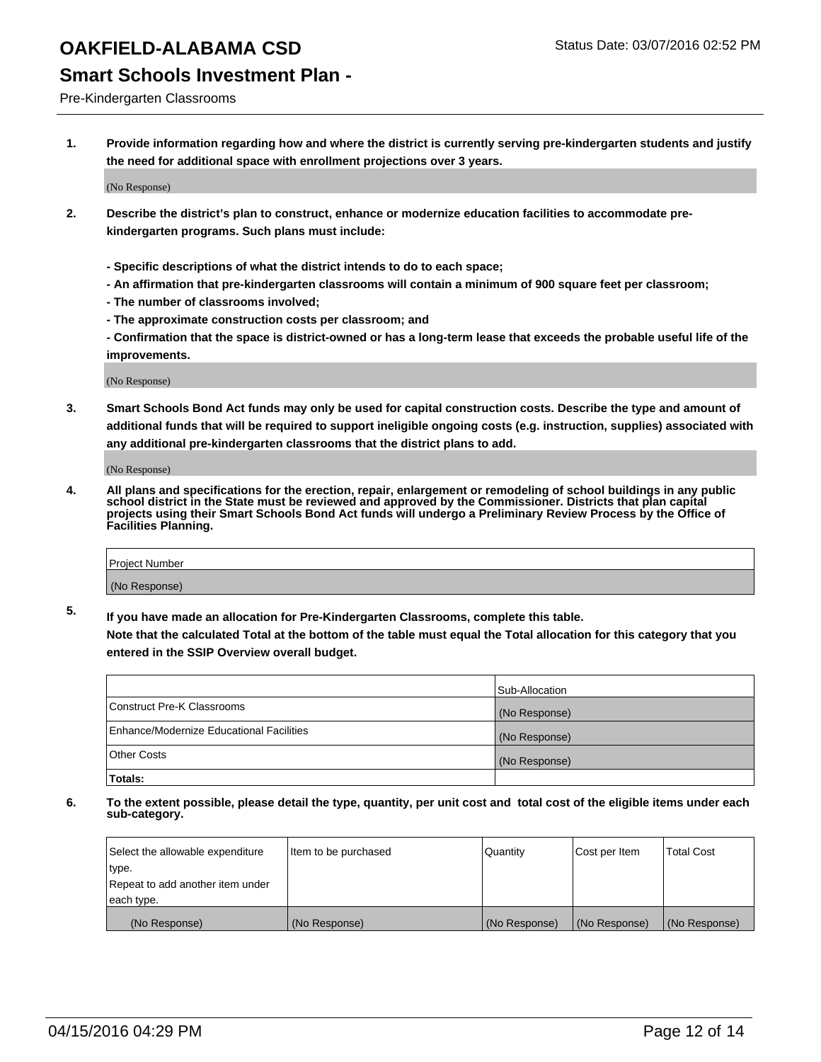# OAKFIELD-ALABAMA CSD

Status Date: 03/07/2016 02:52 PM

## Smart Schools Investment Plan -

Pre-Kindergarten Classrooms

1. **Provide information regarding how and where the district is currently serving pre-kindergarten students and justify the need for additional space with enrollment projections over 3 years.**

   (No Response)

2. **Describe the district's plan to construct, enhance or modernize education facilities to accommodate pre-kindergarten programs. Such plans must include:**

   **- Specific descriptions of what the district intends to do to each space;**
   **- An affirmation that pre-kindergarten classrooms will contain a minimum of 900 square feet per classroom;**
   **- The number of classrooms involved;**
   **- The approximate construction costs per classroom; and**
   **- Confirmation that the space is district-owned or has a long-term lease that exceeds the probable useful life of the improvements.**

   (No Response)

3. **Smart Schools Bond Act funds may only be used for capital construction costs. Describe the type and amount of additional funds that will be required to support ineligible ongoing costs (e.g. instruction, supplies) associated with any additional pre-kindergarten classrooms that the district plans to add.**

   (No Response)

4. **All plans and specifications for the erection, repair, enlargement or remodeling of school buildings in any public school district in the State must be reviewed and approved by the Commissioner. Districts that plan capital projects using their Smart Schools Bond Act funds will undergo a Preliminary Review Process by the Office of Facilities Planning.**

| Project Number |
|---|
| (No Response) |

5. **If you have made an allocation for Pre-Kindergarten Classrooms, complete this table.**
   **Note that the calculated Total at the bottom of the table must equal the Total allocation for this category that you entered in the SSIP Overview overall budget.**

| | Sub-Allocation |
|---|---|
| Construct Pre-K Classrooms | (No Response) |
| Enhance/Modernize Educational Facilities | (No Response) |
| Other Costs | (No Response) |
| **Totals:** | |

6. **To the extent possible, please detail the type, quantity, per unit cost and total cost of the eligible items under each sub-category.**

| Select the allowable expenditure type. Repeat to add another item under each type. | Item to be purchased | Quantity | Cost per Item | Total Cost |
|---|---|---|---|---|
| (No Response) | (No Response) | (No Response) | (No Response) | (No Response) |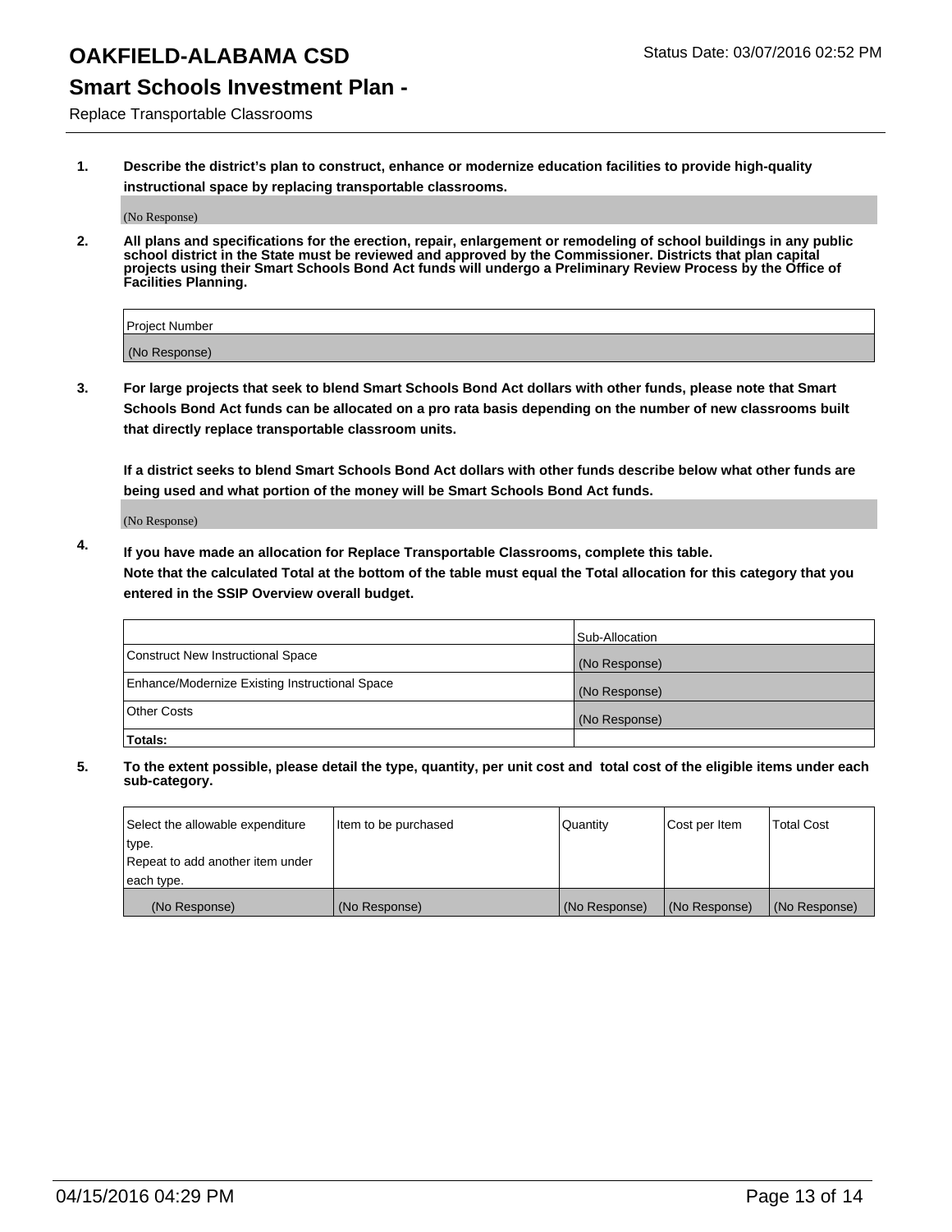# OAKFIELD-ALABAMA CSD

Status Date: 03/07/2016 02:52 PM

## Smart Schools Investment Plan -

Replace Transportable Classrooms

1. **Describe the district's plan to construct, enhance or modernize education facilities to provide high-quality instructional space by replacing transportable classrooms.**

   (No Response)

2. **All plans and specifications for the erection, repair, enlargement or remodeling of school buildings in any public school district in the State must be reviewed and approved by the Commissioner. Districts that plan capital projects using their Smart Schools Bond Act funds will undergo a Preliminary Review Process by the Office of Facilities Planning.**

| Project Number |
| --- |
| (No Response) |

3. **For large projects that seek to blend Smart Schools Bond Act dollars with other funds, please note that Smart Schools Bond Act funds can be allocated on a pro rata basis depending on the number of new classrooms built that directly replace transportable classroom units.**

   **If a district seeks to blend Smart Schools Bond Act dollars with other funds describe below what other funds are being used and what portion of the money will be Smart Schools Bond Act funds.**

   (No Response)

4. **If you have made an allocation for Replace Transportable Classrooms, complete this table.**
   **Note that the calculated Total at the bottom of the table must equal the Total allocation for this category that you entered in the SSIP Overview overall budget.**

| | Sub-Allocation |
| --- | --- |
| Construct New Instructional Space | (No Response) |
| Enhance/Modernize Existing Instructional Space | (No Response) |
| Other Costs | (No Response) |
| **Totals:** | |

5. **To the extent possible, please detail the type, quantity, per unit cost and total cost of the eligible items under each sub-category.**

| Select the allowable expenditure type. Repeat to add another item under each type. | Item to be purchased | Quantity | Cost per Item | Total Cost |
| --- | --- | --- | --- | --- |
| (No Response) | (No Response) | (No Response) | (No Response) | (No Response) |

04/15/2016 04:29 PM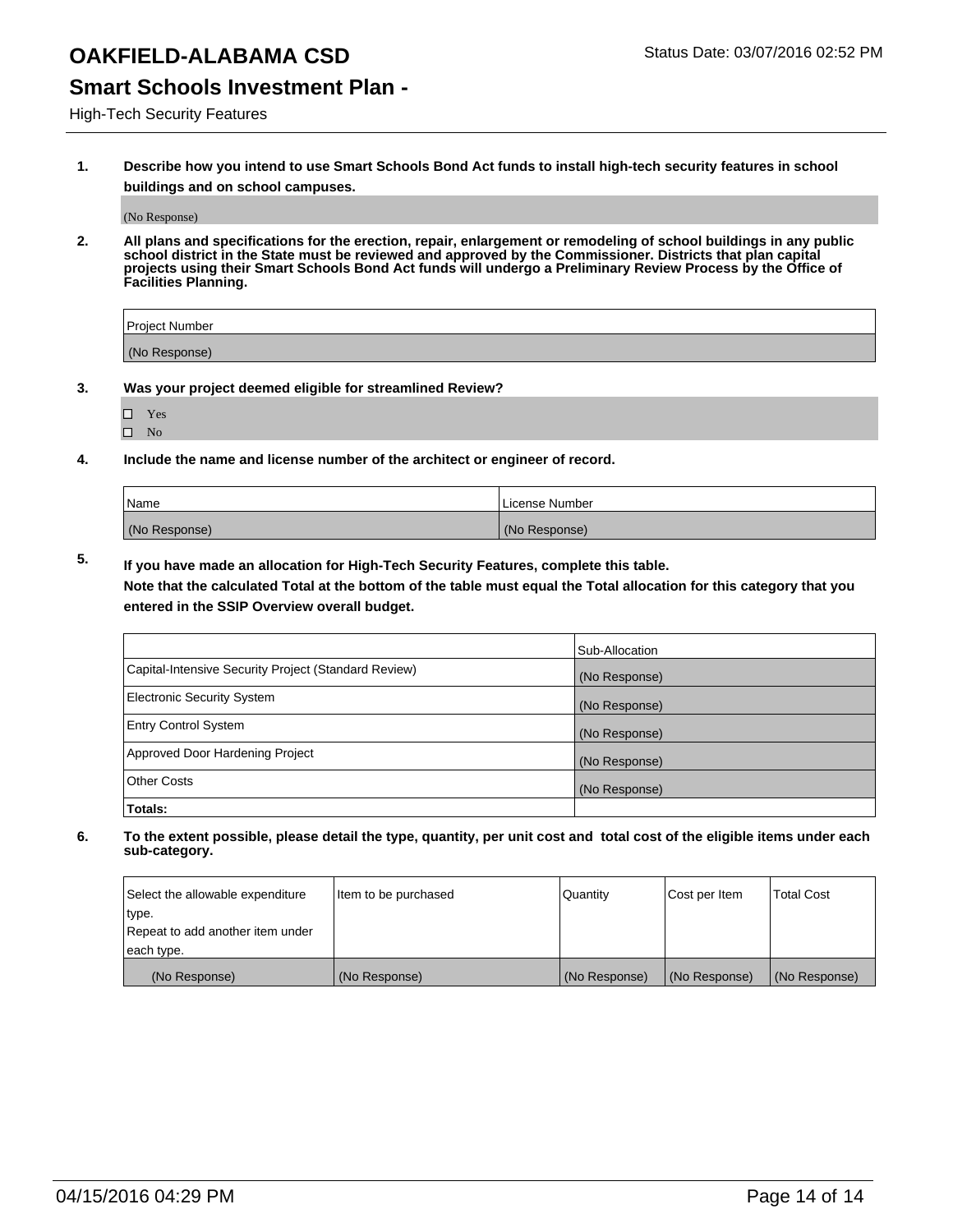# OAKFIELD-ALABAMA CSD

Status Date: 03/07/2016 02:52 PM

## Smart Schools Investment Plan -

High-Tech Security Features

1. **Describe how you intend to use Smart Schools Bond Act funds to install high-tech security features in school buildings and on school campuses.**

   (No Response)

2. **All plans and specifications for the erection, repair, enlargement or remodeling of school buildings in any public school district in the State must be reviewed and approved by the Commissioner. Districts that plan capital projects using their Smart Schools Bond Act funds will undergo a Preliminary Review Process by the Office of Facilities Planning.**

| Project Number |
|---|
| (No Response) |

3. **Was your project deemed eligible for streamlined Review?**

   ☐ Yes
   ☐ No

4. **Include the name and license number of the architect or engineer of record.**

| Name | License Number |
|---|---|
| (No Response) | (No Response) |

5. **If you have made an allocation for High-Tech Security Features, complete this table.**
   **Note that the calculated Total at the bottom of the table must equal the Total allocation for this category that you entered in the SSIP Overview overall budget.**

| | Sub-Allocation |
|---|---|
| Capital-Intensive Security Project (Standard Review) | (No Response) |
| Electronic Security System | (No Response) |
| Entry Control System | (No Response) |
| Approved Door Hardening Project | (No Response) |
| Other Costs | (No Response) |
| **Totals:** | |

6. **To the extent possible, please detail the type, quantity, per unit cost and total cost of the eligible items under each sub-category.**

| Select the allowable expenditure type. Repeat to add another item under each type. | Item to be purchased | Quantity | Cost per Item | Total Cost |
|---|---|---|---|---|
| (No Response) | (No Response) | (No Response) | (No Response) | (No Response) |